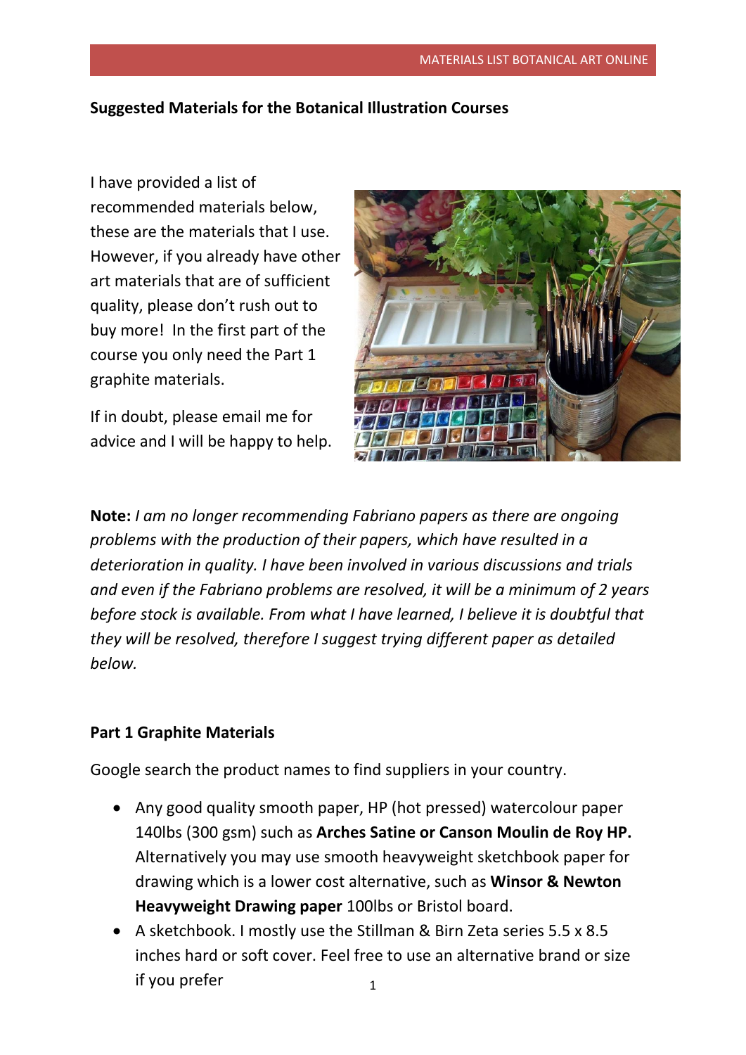## Suggested Materials for the Botanical Illustration Courses

I have provided a list of recommended materials below, these are the materials that I use. However, if you already have other art materials that are of sufficient quality, please don't rush out to buy more! In the first part of the course you only need the Part 1 graphite materials.

If in doubt, please email me for advice and I will be happy to help.

**Note:** *I am no longer recommending Fabriano papers as there are ongoing problems with the production of their papers, which have resulted in a deterioration in quality. I have been involved in various discussions and trials and even if the Fabriano problems are resolved, it will be a minimum of 2 years before stock is available. From what I have learned, I believe it is doubtful that they will be resolved, therefore I suggest trying different paper as detailed below.*

### Part 1 Graphite Materials

Google search the product names to find suppliers in your country.

- Any good quality smooth paper, HP (hot pressed) watercolour paper 140lbs (300 gsm) such as **Arches Satine or Canson Moulin de Roy HP.** Alternatively you may use smooth heavyweight sketchbook paper for drawing which is a lower cost alternative, such as **Winsor & Newton Heavyweight Drawing paper** 100lbs or Bristol board.
- A sketchbook. I mostly use the Stillman & Birn Zeta series 5.5 x 8.5 inches hard or soft cover. Feel free to use an alternative brand or size if you prefer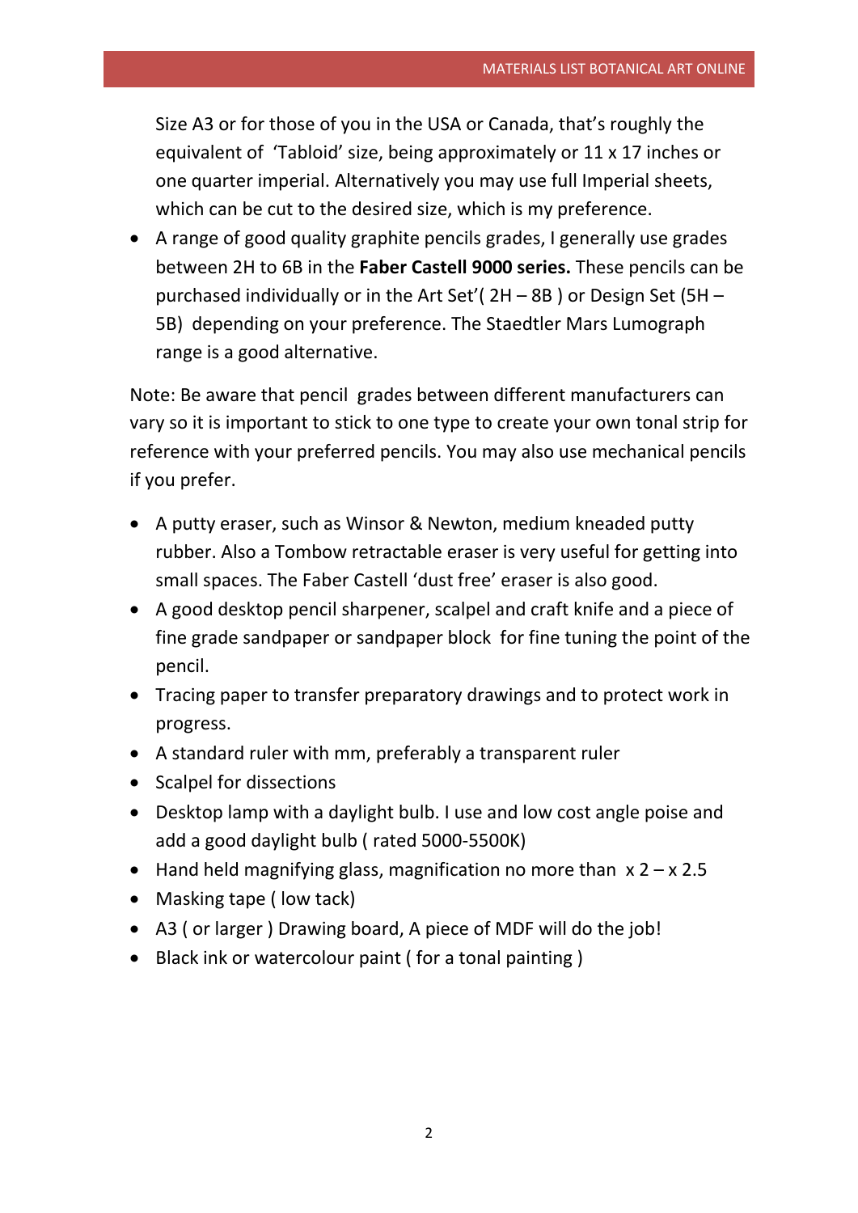Size A3 or for those of you in the USA or Canada, that's roughly the equivalent of 'Tabloid' size, being approximately or 11 x 17 inches or one quarter imperial. Alternatively you may use full Imperial sheets, which can be cut to the desired size, which is my preference.

- A range of good quality graphite pencils grades, I generally use grades between 2H to 6B in the **Faber Castell 9000 series.** These pencils can be purchased individually or in the Art Set'( 2H – 8B ) or Design Set (5H – 5B) depending on your preference. The Staedtler Mars Lumograph range is a good alternative.

Note: Be aware that pencil grades between different manufacturers can vary so it is important to stick to one type to create your own tonal strip for reference with your preferred pencils. You may also use mechanical pencils if you prefer.

- A putty eraser, such as Winsor & Newton, medium kneaded putty rubber. Also a Tombow retractable eraser is very useful for getting into small spaces. The Faber Castell 'dust free' eraser is also good.
- A good desktop pencil sharpener, scalpel and craft knife and a piece of fine grade sandpaper or sandpaper block for fine tuning the point of the pencil.
- Tracing paper to transfer preparatory drawings and to protect work in progress.
- A standard ruler with mm, preferably a transparent ruler
- Scalpel for dissections
- Desktop lamp with a daylight bulb. I use and low cost angle poise and add a good daylight bulb ( rated 5000-5500K)
- Hand held magnifying glass, magnification no more than x 2 – x 2.5
- Masking tape ( low tack)
- A3 ( or larger ) Drawing board, A piece of MDF will do the job!
- Black ink or watercolour paint ( for a tonal painting )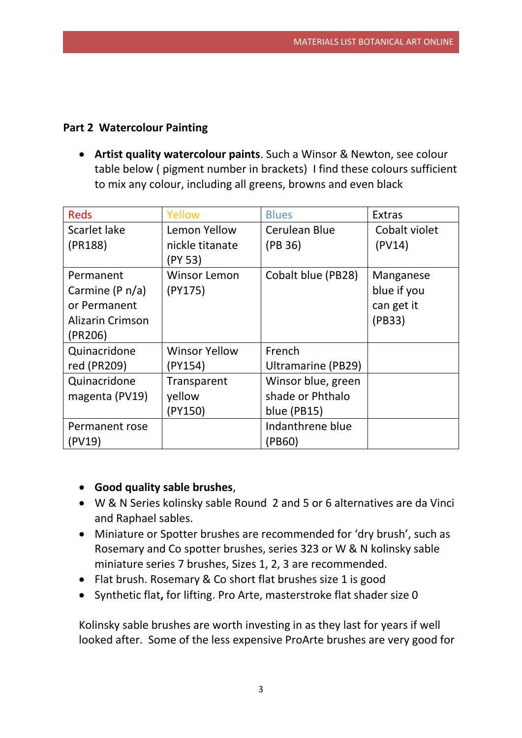## Part 2 Watercolour Painting

- **Artist quality watercolour paints**. Such a Winsor & Newton, see colour table below ( pigment number in brackets) I find these colours sufficient to mix any colour, including all greens, browns and even black

| Reds | Yellow | Blues | Extras |
|---|---|---|---|
| Scarlet lake (PR188) | Lemon Yellow nickle titanate (PY 53) | Cerulean Blue (PB 36) | Cobalt violet (PV14) |
| Permanent Carmine (P n/a) or Permanent Alizarin Crimson (PR206) | Winsor Lemon (PY175) | Cobalt blue (PB28) | Manganese blue if you can get it (PB33) |
| Quinacridone red (PR209) | Winsor Yellow (PY154) | French Ultramarine (PB29) | |
| Quinacridone magenta (PV19) | Transparent yellow (PY150) | Winsor blue, green shade or Phthalo blue (PB15) | |
| Permanent rose (PV19) | | Indanthrene blue (PB60) | |

- **Good quality sable brushes**,
- W & N Series kolinsky sable Round 2 and 5 or 6 alternatives are da Vinci and Raphael sables.
- Miniature or Spotter brushes are recommended for 'dry brush', such as Rosemary and Co spotter brushes, series 323 or W & N kolinsky sable miniature series 7 brushes, Sizes 1, 2, 3 are recommended.
- Flat brush. Rosemary & Co short flat brushes size 1 is good
- Synthetic flat**,** for lifting. Pro Arte, masterstroke flat shader size 0

Kolinsky sable brushes are worth investing in as they last for years if well looked after. Some of the less expensive ProArte brushes are very good for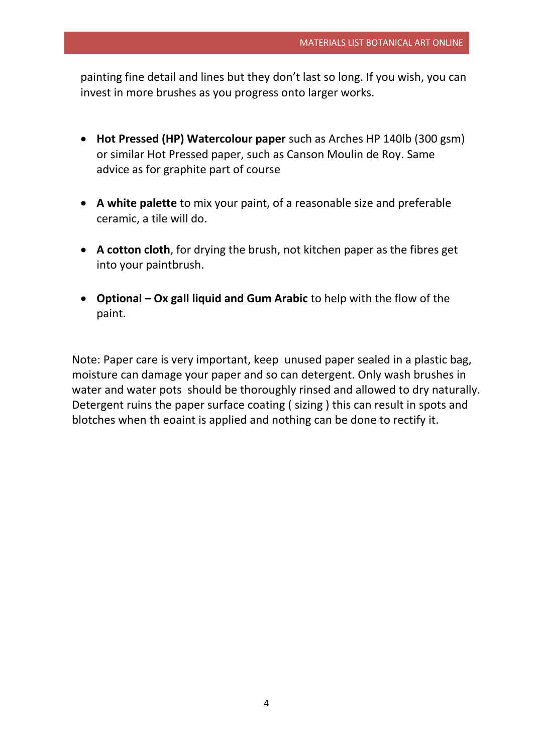painting fine detail and lines but they don't last so long. If you wish, you can invest in more brushes as you progress onto larger works.

- **Hot Pressed (HP) Watercolour paper** such as Arches HP 140lb (300 gsm) or similar Hot Pressed paper, such as Canson Moulin de Roy. Same advice as for graphite part of course

- **A white palette** to mix your paint, of a reasonable size and preferable ceramic, a tile will do.

- **A cotton cloth**, for drying the brush, not kitchen paper as the fibres get into your paintbrush.

- **Optional – Ox gall liquid and Gum Arabic** to help with the flow of the paint.

Note: Paper care is very important, keep unused paper sealed in a plastic bag, moisture can damage your paper and so can detergent. Only wash brushes in water and water pots should be thoroughly rinsed and allowed to dry naturally. Detergent ruins the paper surface coating ( sizing ) this can result in spots and blotches when th eoaint is applied and nothing can be done to rectify it.